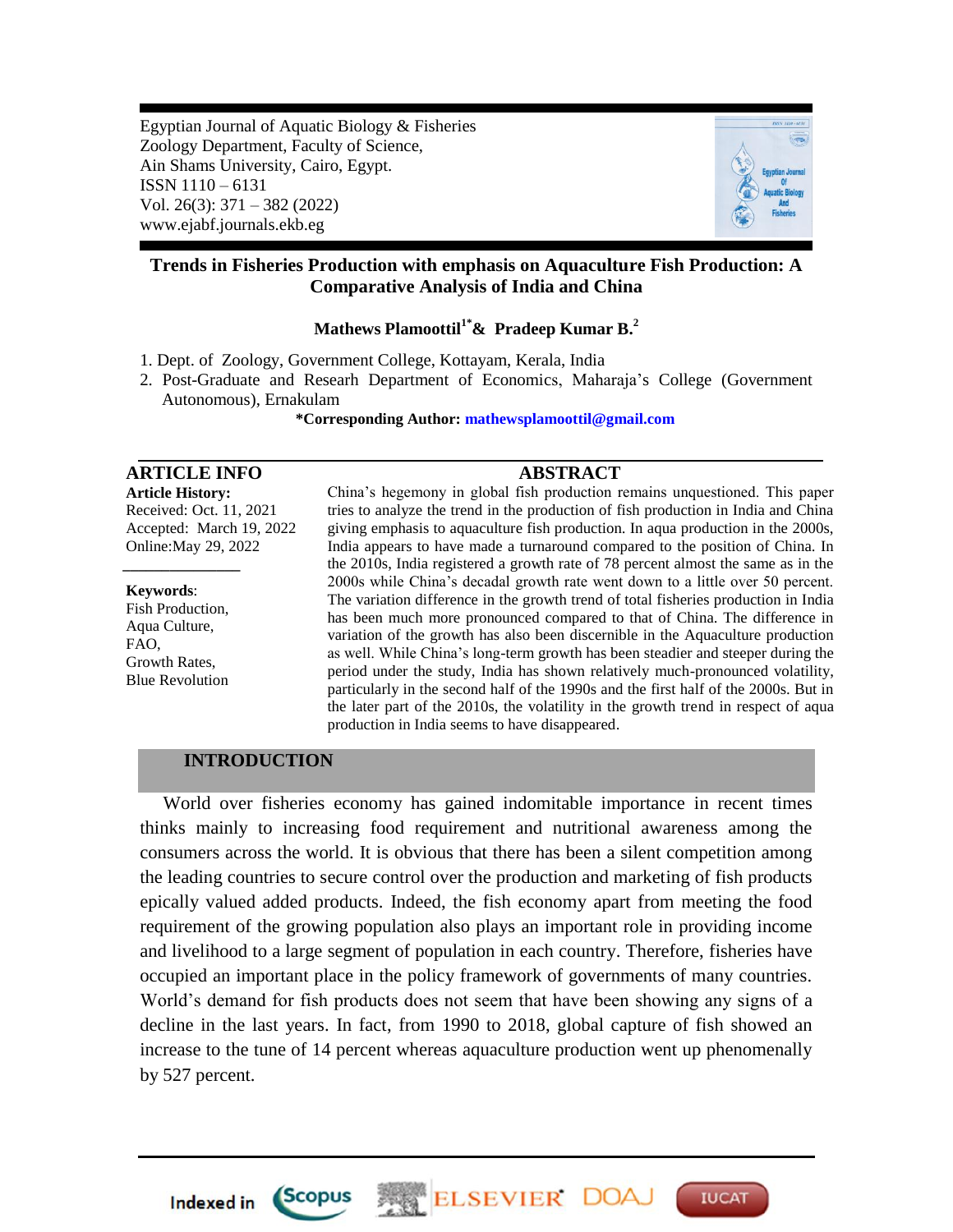Egyptian Journal of Aquatic Biology & Fisheries
Zoology Department, Faculty of Science,
Ain Shams University, Cairo, Egypt.
ISSN 1110 – 6131
Vol. 26(3): 371 – 382 (2022)
www.ejabf.journals.ekb.eg

# Trends in Fisheries Production with emphasis on Aquaculture Fish Production: A Comparative Analysis of India and China

**Mathews Plamoottil[1*] & Pradeep Kumar B.[2]**

1. Dept. of Zoology, Government College, Kottayam, Kerala, India
2. Post-Graduate and Researh Department of Economics, Maharaja's College (Government Autonomous), Ernakulam

**\*Corresponding Author: mathewsplamoottil@gmail.com**

## ARTICLE INFO

**Article History:**
Received: Oct. 11, 2021
Accepted: March 19, 2022
Online:May 29, 2022

**Keywords**:
Fish Production,
Aqua Culture,
FAO,
Growth Rates,
Blue Revolution

## ABSTRACT

China's hegemony in global fish production remains unquestioned. This paper tries to analyze the trend in the production of fish production in India and China giving emphasis to aquaculture fish production. In aqua production in the 2000s, India appears to have made a turnaround compared to the position of China. In the 2010s, India registered a growth rate of 78 percent almost the same as in the 2000s while China's decadal growth rate went down to a little over 50 percent. The variation difference in the growth trend of total fisheries production in India has been much more pronounced compared to that of China. The difference in variation of the growth has also been discernible in the Aquaculture production as well. While China's long-term growth has been steadier and steeper during the period under the study, India has shown relatively much-pronounced volatility, particularly in the second half of the 1990s and the first half of the 2000s. But in the later part of the 2010s, the volatility in the growth trend in respect of aqua production in India seems to have disappeared.

## INTRODUCTION

World over fisheries economy has gained indomitable importance in recent times thinks mainly to increasing food requirement and nutritional awareness among the consumers across the world. It is obvious that there has been a silent competition among the leading countries to secure control over the production and marketing of fish products epically valued added products. Indeed, the fish economy apart from meeting the food requirement of the growing population also plays an important role in providing income and livelihood to a large segment of population in each country. Therefore, fisheries have occupied an important place in the policy framework of governments of many countries. World's demand for fish products does not seem that have been showing any signs of a decline in the last years. In fact, from 1990 to 2018, global capture of fish showed an increase to the tune of 14 percent whereas aquaculture production went up phenomenally by 527 percent.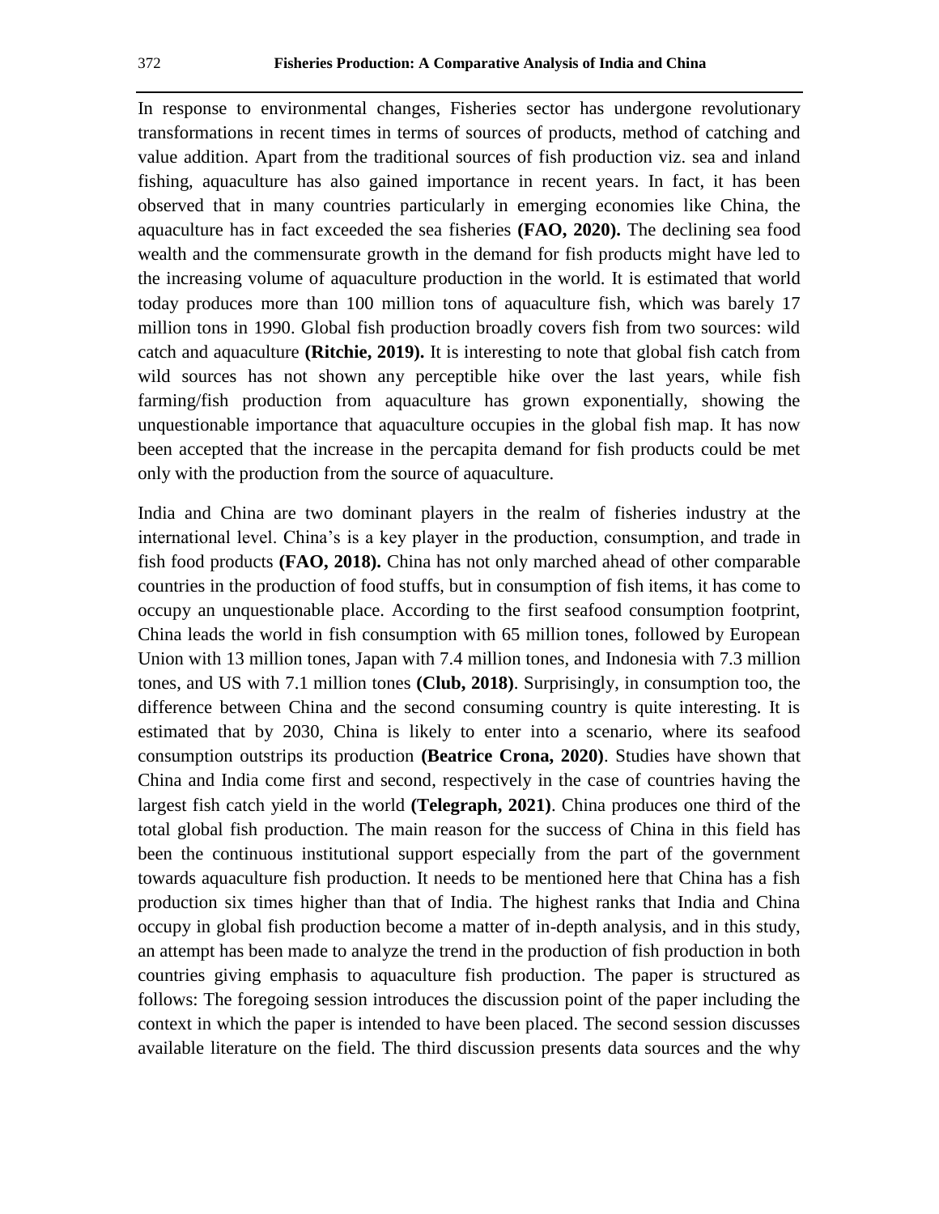In response to environmental changes, Fisheries sector has undergone revolutionary transformations in recent times in terms of sources of products, method of catching and value addition. Apart from the traditional sources of fish production viz. sea and inland fishing, aquaculture has also gained importance in recent years. In fact, it has been observed that in many countries particularly in emerging economies like China, the aquaculture has in fact exceeded the sea fisheries **(FAO, 2020).** The declining sea food wealth and the commensurate growth in the demand for fish products might have led to the increasing volume of aquaculture production in the world. It is estimated that world today produces more than 100 million tons of aquaculture fish, which was barely 17 million tons in 1990. Global fish production broadly covers fish from two sources: wild catch and aquaculture **(Ritchie, 2019).** It is interesting to note that global fish catch from wild sources has not shown any perceptible hike over the last years, while fish farming/fish production from aquaculture has grown exponentially, showing the unquestionable importance that aquaculture occupies in the global fish map. It has now been accepted that the increase in the percapita demand for fish products could be met only with the production from the source of aquaculture.

India and China are two dominant players in the realm of fisheries industry at the international level. China's is a key player in the production, consumption, and trade in fish food products **(FAO, 2018).** China has not only marched ahead of other comparable countries in the production of food stuffs, but in consumption of fish items, it has come to occupy an unquestionable place. According to the first seafood consumption footprint, China leads the world in fish consumption with 65 million tones, followed by European Union with 13 million tones, Japan with 7.4 million tones, and Indonesia with 7.3 million tones, and US with 7.1 million tones **(Club, 2018)**. Surprisingly, in consumption too, the difference between China and the second consuming country is quite interesting. It is estimated that by 2030, China is likely to enter into a scenario, where its seafood consumption outstrips its production **(Beatrice Crona, 2020)**. Studies have shown that China and India come first and second, respectively in the case of countries having the largest fish catch yield in the world **(Telegraph, 2021)**. China produces one third of the total global fish production. The main reason for the success of China in this field has been the continuous institutional support especially from the part of the government towards aquaculture fish production. It needs to be mentioned here that China has a fish production six times higher than that of India. The highest ranks that India and China occupy in global fish production become a matter of in-depth analysis, and in this study, an attempt has been made to analyze the trend in the production of fish production in both countries giving emphasis to aquaculture fish production. The paper is structured as follows: The foregoing session introduces the discussion point of the paper including the context in which the paper is intended to have been placed. The second session discusses available literature on the field. The third discussion presents data sources and the why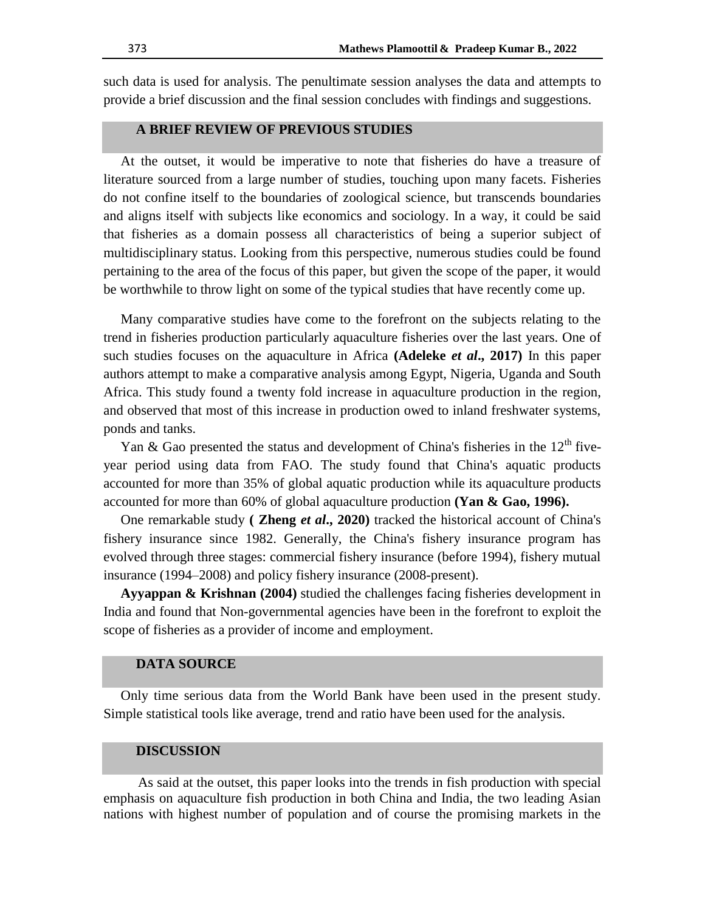such data is used for analysis. The penultimate session analyses the data and attempts to provide a brief discussion and the final session concludes with findings and suggestions.

## A BRIEF REVIEW OF PREVIOUS STUDIES

At the outset, it would be imperative to note that fisheries do have a treasure of literature sourced from a large number of studies, touching upon many facets. Fisheries do not confine itself to the boundaries of zoological science, but transcends boundaries and aligns itself with subjects like economics and sociology. In a way, it could be said that fisheries as a domain possess all characteristics of being a superior subject of multidisciplinary status. Looking from this perspective, numerous studies could be found pertaining to the area of the focus of this paper, but given the scope of the paper, it would be worthwhile to throw light on some of the typical studies that have recently come up.

Many comparative studies have come to the forefront on the subjects relating to the trend in fisheries production particularly aquaculture fisheries over the last years. One of such studies focuses on the aquaculture in Africa **(Adeleke *et al*., 2017)** In this paper authors attempt to make a comparative analysis among Egypt, Nigeria, Uganda and South Africa. This study found a twenty fold increase in aquaculture production in the region, and observed that most of this increase in production owed to inland freshwater systems, ponds and tanks.

Yan & Gao presented the status and development of China's fisheries in the 12th five-year period using data from FAO. The study found that China's aquatic products accounted for more than 35% of global aquatic production while its aquaculture products accounted for more than 60% of global aquaculture production **(Yan & Gao, 1996).**

One remarkable study **( Zheng *et al*., 2020)** tracked the historical account of China's fishery insurance since 1982. Generally, the China's fishery insurance program has evolved through three stages: commercial fishery insurance (before 1994), fishery mutual insurance (1994–2008) and policy fishery insurance (2008-present).

**Ayyappan & Krishnan (2004)** studied the challenges facing fisheries development in India and found that Non-governmental agencies have been in the forefront to exploit the scope of fisheries as a provider of income and employment.

## DATA SOURCE

Only time serious data from the World Bank have been used in the present study. Simple statistical tools like average, trend and ratio have been used for the analysis.

## DISCUSSION

As said at the outset, this paper looks into the trends in fish production with special emphasis on aquaculture fish production in both China and India, the two leading Asian nations with highest number of population and of course the promising markets in the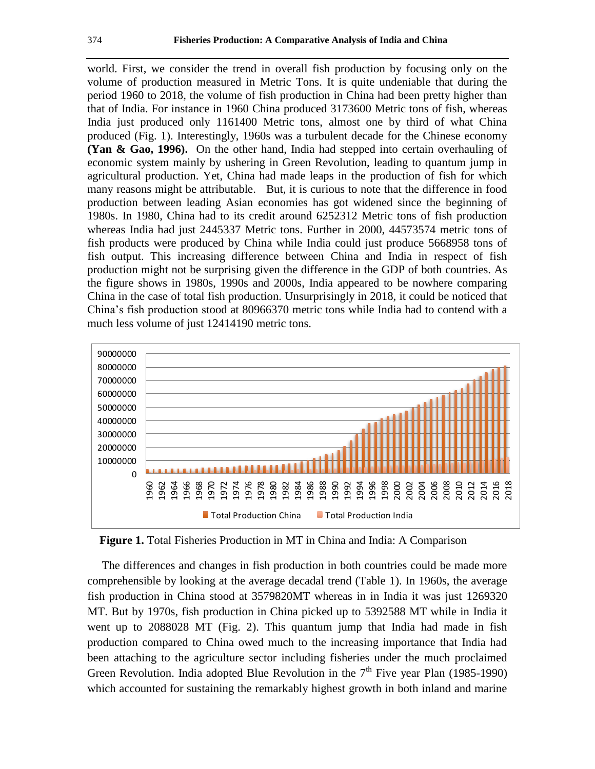world. First, we consider the trend in overall fish production by focusing only on the volume of production measured in Metric Tons. It is quite undeniable that during the period 1960 to 2018, the volume of fish production in China had been pretty higher than that of India. For instance in 1960 China produced 3173600 Metric tons of fish, whereas India just produced only 1161400 Metric tons, almost one by third of what China produced (Fig. 1). Interestingly, 1960s was a turbulent decade for the Chinese economy **(Yan & Gao, 1996).** On the other hand, India had stepped into certain overhauling of economic system mainly by ushering in Green Revolution, leading to quantum jump in agricultural production. Yet, China had made leaps in the production of fish for which many reasons might be attributable. But, it is curious to note that the difference in food production between leading Asian economies has got widened since the beginning of 1980s. In 1980, China had to its credit around 6252312 Metric tons of fish production whereas India had just 2445337 Metric tons. Further in 2000, 44573574 metric tons of fish products were produced by China while India could just produce 5668958 tons of fish output. This increasing difference between China and India in respect of fish production might not be surprising given the difference in the GDP of both countries. As the figure shows in 1980s, 1990s and 2000s, India appeared to be nowhere comparing China in the case of total fish production. Unsurprisingly in 2018, it could be noticed that China's fish production stood at 80966370 metric tons while India had to contend with a much less volume of just 12414190 metric tons.

**Figure 1.** Total Fisheries Production in MT in China and India: A Comparison

The differences and changes in fish production in both countries could be made more comprehensible by looking at the average decadal trend (Table 1). In 1960s, the average fish production in China stood at 3579820MT whereas in in India it was just 1269320 MT. But by 1970s, fish production in China picked up to 5392588 MT while in India it went up to 2088028 MT (Fig. 2). This quantum jump that India had made in fish production compared to China owed much to the increasing importance that India had been attaching to the agriculture sector including fisheries under the much proclaimed Green Revolution. India adopted Blue Revolution in the 7th Five year Plan (1985-1990) which accounted for sustaining the remarkably highest growth in both inland and marine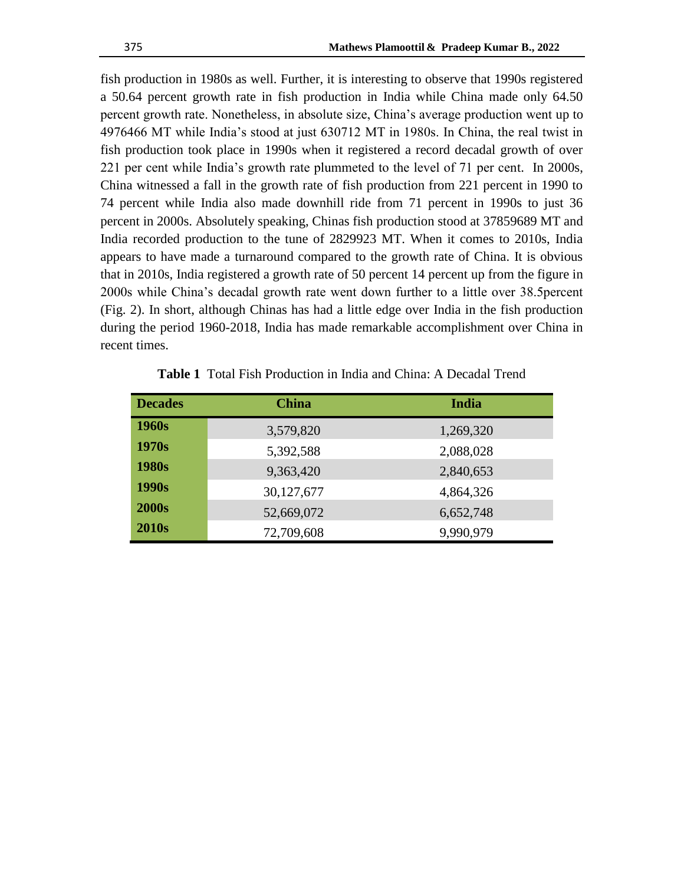fish production in 1980s as well. Further, it is interesting to observe that 1990s registered a 50.64 percent growth rate in fish production in India while China made only 64.50 percent growth rate. Nonetheless, in absolute size, China's average production went up to 4976466 MT while India's stood at just 630712 MT in 1980s. In China, the real twist in fish production took place in 1990s when it registered a record decadal growth of over 221 per cent while India's growth rate plummeted to the level of 71 per cent. In 2000s, China witnessed a fall in the growth rate of fish production from 221 percent in 1990 to 74 percent while India also made downhill ride from 71 percent in 1990s to just 36 percent in 2000s. Absolutely speaking, Chinas fish production stood at 37859689 MT and India recorded production to the tune of 2829923 MT. When it comes to 2010s, India appears to have made a turnaround compared to the growth rate of China. It is obvious that in 2010s, India registered a growth rate of 50 percent 14 percent up from the figure in 2000s while China's decadal growth rate went down further to a little over 38.5percent (Fig. 2). In short, although Chinas has had a little edge over India in the fish production during the period 1960-2018, India has made remarkable accomplishment over China in recent times.

**Table 1** Total Fish Production in India and China: A Decadal Trend

| Decades | China | India |
|---|---|---|
| **1960s** | 3,579,820 | 1,269,320 |
| **1970s** | 5,392,588 | 2,088,028 |
| **1980s** | 9,363,420 | 2,840,653 |
| **1990s** | 30,127,677 | 4,864,326 |
| **2000s** | 52,669,072 | 6,652,748 |
| **2010s** | 72,709,608 | 9,990,979 |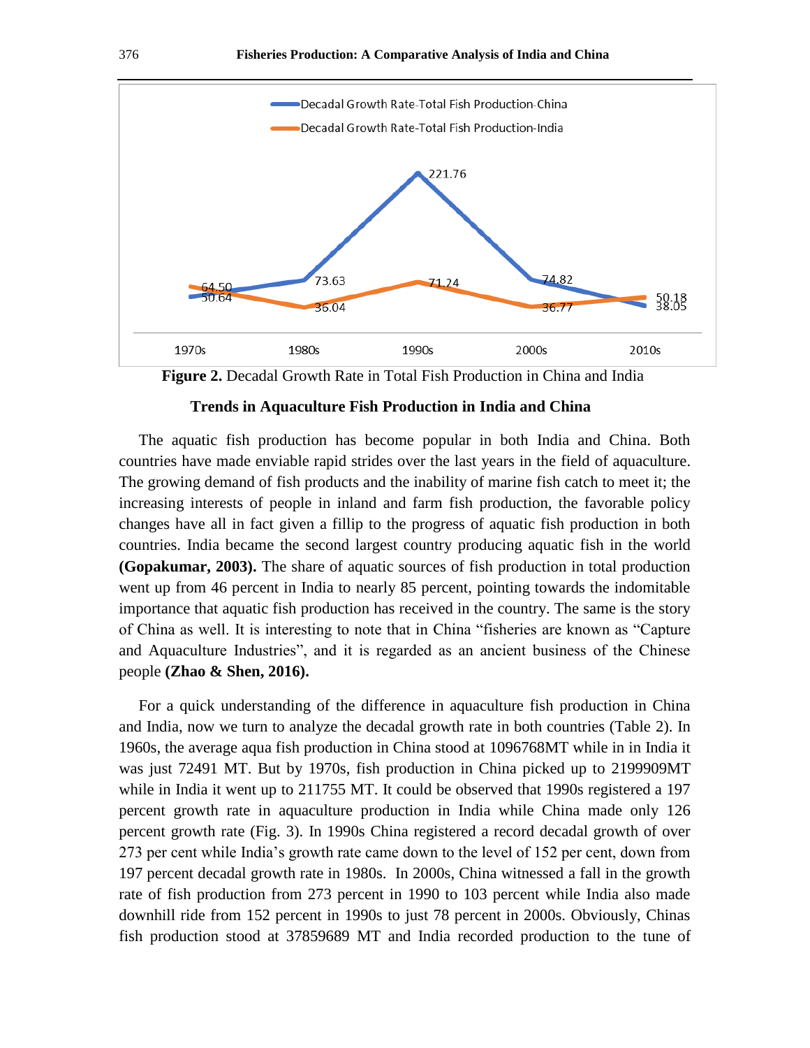**Figure 2.** Decadal Growth Rate in Total Fish Production in China and India

### Trends in Aquaculture Fish Production in India and China

The aquatic fish production has become popular in both India and China. Both countries have made enviable rapid strides over the last years in the field of aquaculture. The growing demand of fish products and the inability of marine fish catch to meet it; the increasing interests of people in inland and farm fish production, the favorable policy changes have all in fact given a fillip to the progress of aquatic fish production in both countries. India became the second largest country producing aquatic fish in the world **(Gopakumar, 2003).** The share of aquatic sources of fish production in total production went up from 46 percent in India to nearly 85 percent, pointing towards the indomitable importance that aquatic fish production has received in the country. The same is the story of China as well. It is interesting to note that in China "fisheries are known as "Capture and Aquaculture Industries", and it is regarded as an ancient business of the Chinese people **(Zhao & Shen, 2016).**

For a quick understanding of the difference in aquaculture fish production in China and India, now we turn to analyze the decadal growth rate in both countries (Table 2). In 1960s, the average aqua fish production in China stood at 1096768MT while in in India it was just 72491 MT. But by 1970s, fish production in China picked up to 2199909MT while in India it went up to 211755 MT. It could be observed that 1990s registered a 197 percent growth rate in aquaculture production in India while China made only 126 percent growth rate (Fig. 3). In 1990s China registered a record decadal growth of over 273 per cent while India's growth rate came down to the level of 152 per cent, down from 197 percent decadal growth rate in 1980s. In 2000s, China witnessed a fall in the growth rate of fish production from 273 percent in 1990 to 103 percent while India also made downhill ride from 152 percent in 1990s to just 78 percent in 2000s. Obviously, Chinas fish production stood at 37859689 MT and India recorded production to the tune of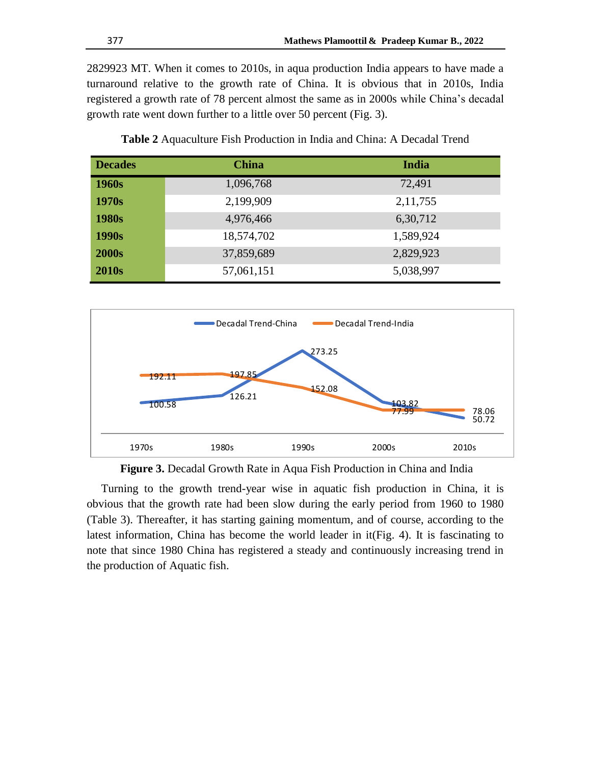2829923 MT. When it comes to 2010s, in aqua production India appears to have made a turnaround relative to the growth rate of China. It is obvious that in 2010s, India registered a growth rate of 78 percent almost the same as in 2000s while China's decadal growth rate went down further to a little over 50 percent (Fig. 3).

**Table 2** Aquaculture Fish Production in India and China: A Decadal Trend

| Decades | China | India |
|---|---|---|
| **1960s** | 1,096,768 | 72,491 |
| **1970s** | 2,199,909 | 2,11,755 |
| **1980s** | 4,976,466 | 6,30,712 |
| **1990s** | 18,574,702 | 1,589,924 |
| **2000s** | 37,859,689 | 2,829,923 |
| **2010s** | 57,061,151 | 5,038,997 |

**Figure 3.** Decadal Growth Rate in Aqua Fish Production in China and India

Turning to the growth trend-year wise in aquatic fish production in China, it is obvious that the growth rate had been slow during the early period from 1960 to 1980 (Table 3). Thereafter, it has starting gaining momentum, and of course, according to the latest information, China has become the world leader in it(Fig. 4). It is fascinating to note that since 1980 China has registered a steady and continuously increasing trend in the production of Aquatic fish.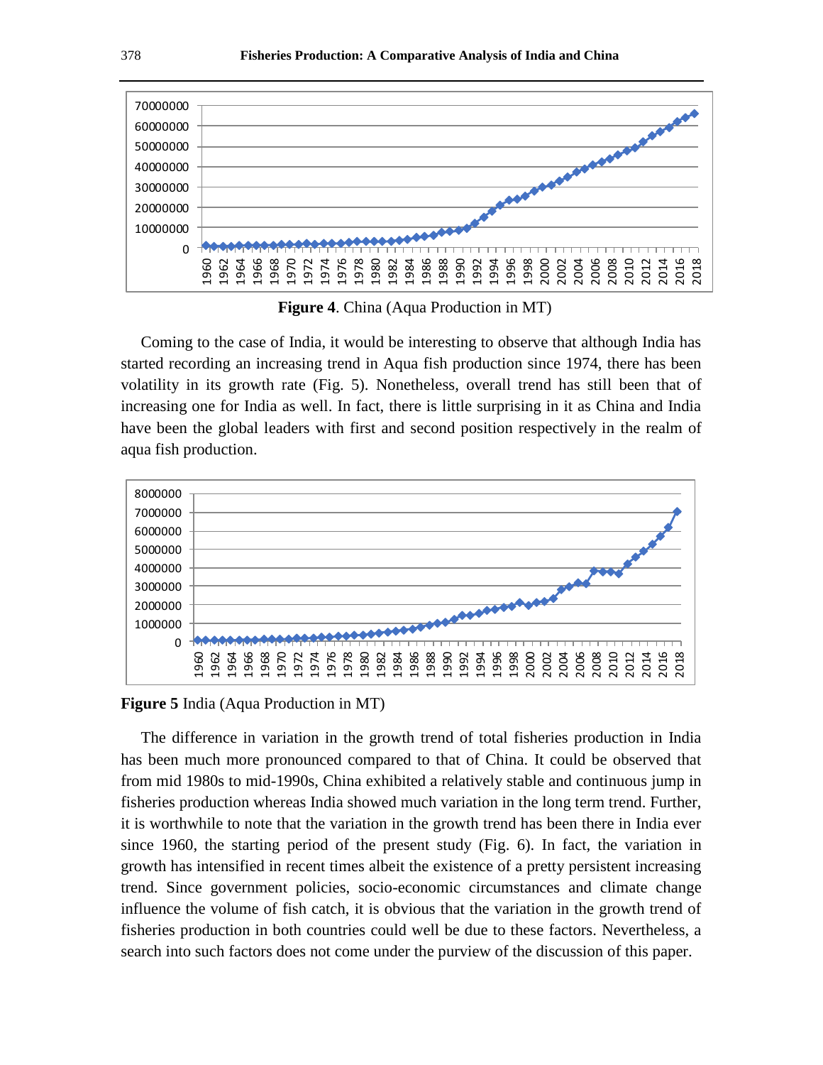**Figure 4**. China (Aqua Production in MT)

Coming to the case of India, it would be interesting to observe that although India has started recording an increasing trend in Aqua fish production since 1974, there has been volatility in its growth rate (Fig. 5). Nonetheless, overall trend has still been that of increasing one for India as well. In fact, there is little surprising in it as China and India have been the global leaders with first and second position respectively in the realm of aqua fish production.

**Figure 5** India (Aqua Production in MT)

The difference in variation in the growth trend of total fisheries production in India has been much more pronounced compared to that of China. It could be observed that from mid 1980s to mid-1990s, China exhibited a relatively stable and continuous jump in fisheries production whereas India showed much variation in the long term trend. Further, it is worthwhile to note that the variation in the growth trend has been there in India ever since 1960, the starting period of the present study (Fig. 6). In fact, the variation in growth has intensified in recent times albeit the existence of a pretty persistent increasing trend. Since government policies, socio-economic circumstances and climate change influence the volume of fish catch, it is obvious that the variation in the growth trend of fisheries production in both countries could well be due to these factors. Nevertheless, a search into such factors does not come under the purview of the discussion of this paper.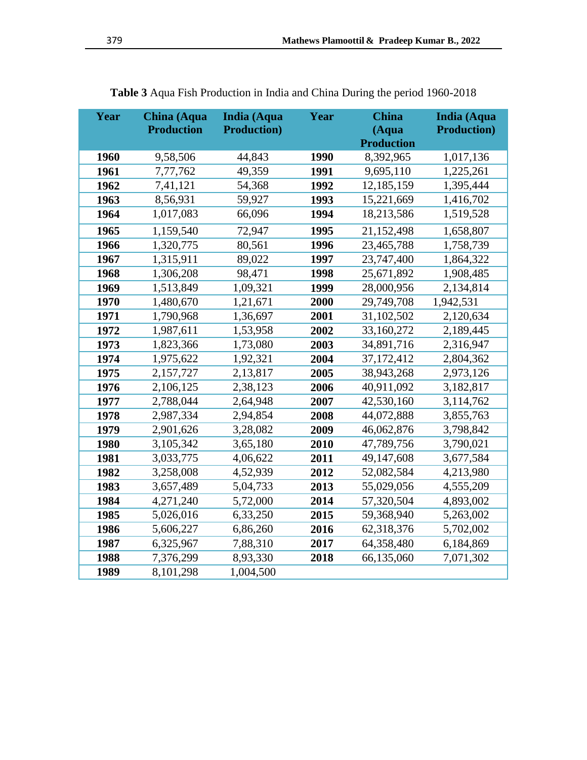**Table 3** Aqua Fish Production in India and China During the period 1960-2018

| Year | China (Aqua Production | India (Aqua Production) | Year | China (Aqua Production | India (Aqua Production) |
|---|---|---|---|---|---|
| **1960** | 9,58,506 | 44,843 | **1990** | 8,392,965 | 1,017,136 |
| **1961** | 7,77,762 | 49,359 | **1991** | 9,695,110 | 1,225,261 |
| **1962** | 7,41,121 | 54,368 | **1992** | 12,185,159 | 1,395,444 |
| **1963** | 8,56,931 | 59,927 | **1993** | 15,221,669 | 1,416,702 |
| **1964** | 1,017,083 | 66,096 | **1994** | 18,213,586 | 1,519,528 |
| **1965** | 1,159,540 | 72,947 | **1995** | 21,152,498 | 1,658,807 |
| **1966** | 1,320,775 | 80,561 | **1996** | 23,465,788 | 1,758,739 |
| **1967** | 1,315,911 | 89,022 | **1997** | 23,747,400 | 1,864,322 |
| **1968** | 1,306,208 | 98,471 | **1998** | 25,671,892 | 1,908,485 |
| **1969** | 1,513,849 | 1,09,321 | **1999** | 28,000,956 | 2,134,814 |
| **1970** | 1,480,670 | 1,21,671 | **2000** | 29,749,708 | 1,942,531 |
| **1971** | 1,790,968 | 1,36,697 | **2001** | 31,102,502 | 2,120,634 |
| **1972** | 1,987,611 | 1,53,958 | **2002** | 33,160,272 | 2,189,445 |
| **1973** | 1,823,366 | 1,73,080 | **2003** | 34,891,716 | 2,316,947 |
| **1974** | 1,975,622 | 1,92,321 | **2004** | 37,172,412 | 2,804,362 |
| **1975** | 2,157,727 | 2,13,817 | **2005** | 38,943,268 | 2,973,126 |
| **1976** | 2,106,125 | 2,38,123 | **2006** | 40,911,092 | 3,182,817 |
| **1977** | 2,788,044 | 2,64,948 | **2007** | 42,530,160 | 3,114,762 |
| **1978** | 2,987,334 | 2,94,854 | **2008** | 44,072,888 | 3,855,763 |
| **1979** | 2,901,626 | 3,28,082 | **2009** | 46,062,876 | 3,798,842 |
| **1980** | 3,105,342 | 3,65,180 | **2010** | 47,789,756 | 3,790,021 |
| **1981** | 3,033,775 | 4,06,622 | **2011** | 49,147,608 | 3,677,584 |
| **1982** | 3,258,008 | 4,52,939 | **2012** | 52,082,584 | 4,213,980 |
| **1983** | 3,657,489 | 5,04,733 | **2013** | 55,029,056 | 4,555,209 |
| **1984** | 4,271,240 | 5,72,000 | **2014** | 57,320,504 | 4,893,002 |
| **1985** | 5,026,016 | 6,33,250 | **2015** | 59,368,940 | 5,263,002 |
| **1986** | 5,606,227 | 6,86,260 | **2016** | 62,318,376 | 5,702,002 |
| **1987** | 6,325,967 | 7,88,310 | **2017** | 64,358,480 | 6,184,869 |
| **1988** | 7,376,299 | 8,93,330 | **2018** | 66,135,060 | 7,071,302 |
| **1989** | 8,101,298 | 1,004,500 | | | |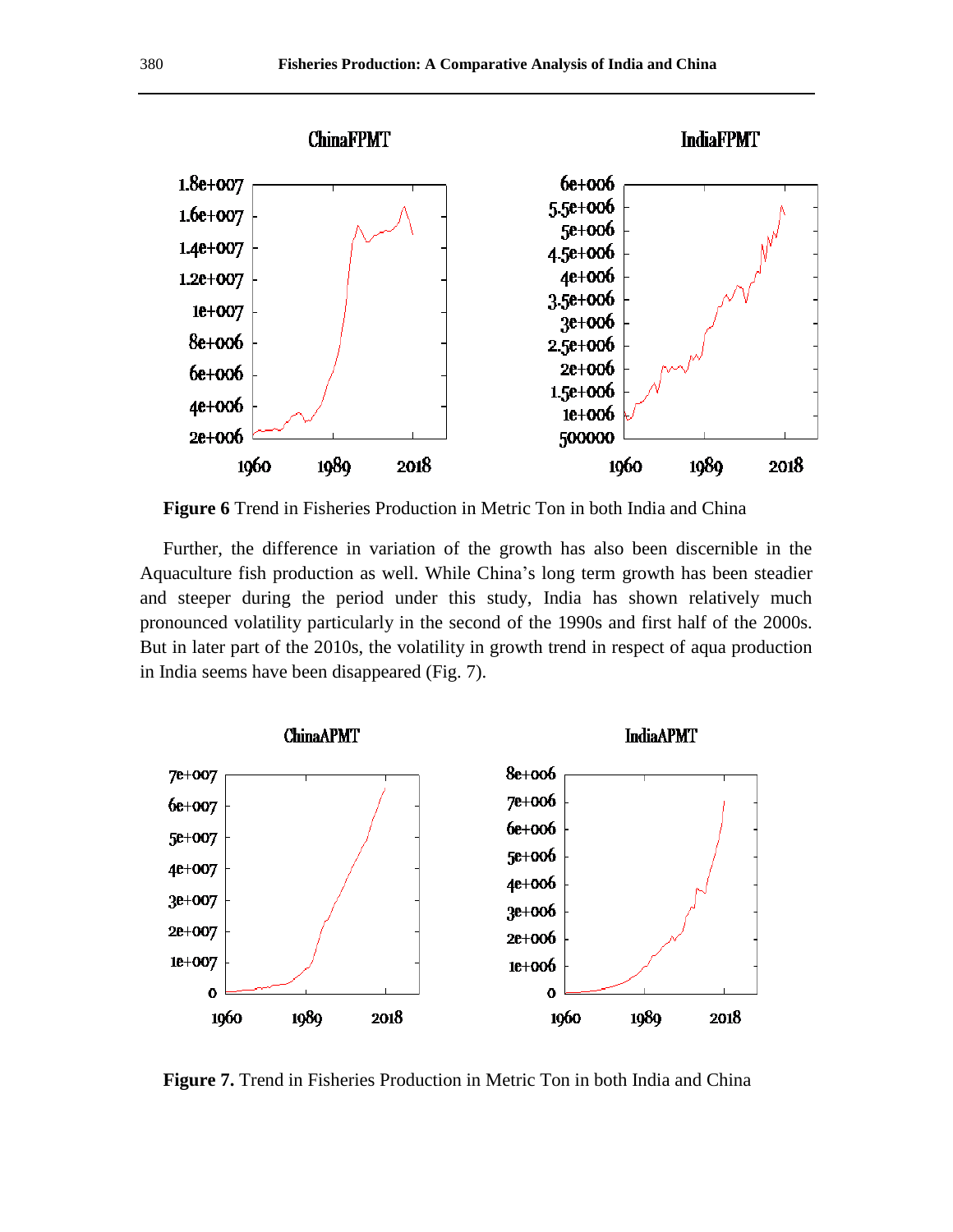**Figure 6** Trend in Fisheries Production in Metric Ton in both India and China

Further, the difference in variation of the growth has also been discernible in the Aquaculture fish production as well. While China's long term growth has been steadier and steeper during the period under this study, India has shown relatively much pronounced volatility particularly in the second of the 1990s and first half of the 2000s. But in later part of the 2010s, the volatility in growth trend in respect of aqua production in India seems have been disappeared (Fig. 7).

**Figure 7.** Trend in Fisheries Production in Metric Ton in both India and China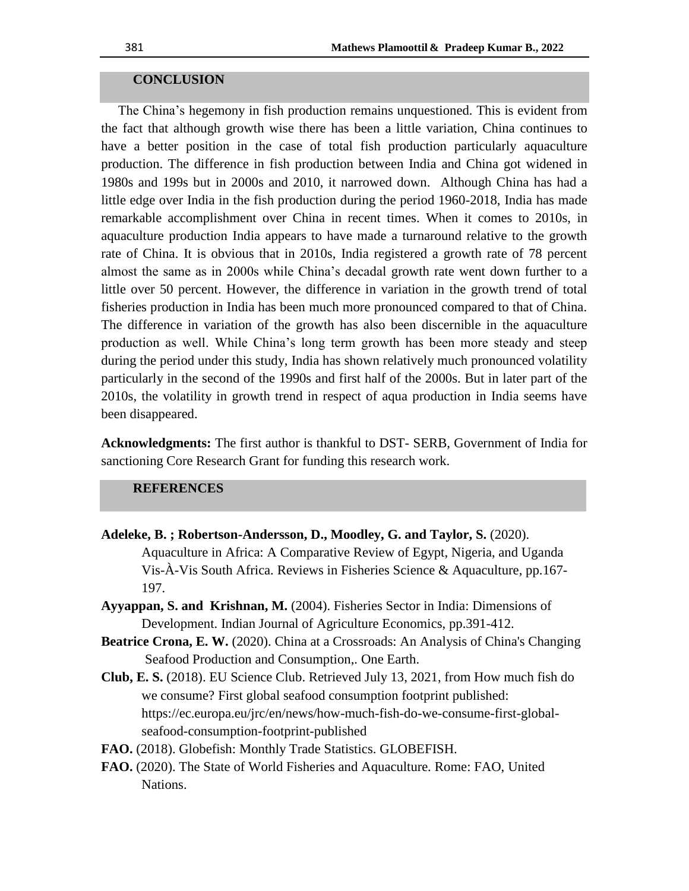## CONCLUSION

The China's hegemony in fish production remains unquestioned. This is evident from the fact that although growth wise there has been a little variation, China continues to have a better position in the case of total fish production particularly aquaculture production. The difference in fish production between India and China got widened in 1980s and 199s but in 2000s and 2010, it narrowed down. Although China has had a little edge over India in the fish production during the period 1960-2018, India has made remarkable accomplishment over China in recent times. When it comes to 2010s, in aquaculture production India appears to have made a turnaround relative to the growth rate of China. It is obvious that in 2010s, India registered a growth rate of 78 percent almost the same as in 2000s while China's decadal growth rate went down further to a little over 50 percent. However, the difference in variation in the growth trend of total fisheries production in India has been much more pronounced compared to that of China. The difference in variation of the growth has also been discernible in the aquaculture production as well. While China's long term growth has been more steady and steep during the period under this study, India has shown relatively much pronounced volatility particularly in the second of the 1990s and first half of the 2000s. But in later part of the 2010s, the volatility in growth trend in respect of aqua production in India seems have been disappeared.

**Acknowledgments:** The first author is thankful to DST- SERB, Government of India for sanctioning Core Research Grant for funding this research work.

## REFERENCES

**Adeleke, B. ; Robertson-Andersson, D., Moodley, G. and Taylor, S.** (2020). Aquaculture in Africa: A Comparative Review of Egypt, Nigeria, and Uganda Vis-À-Vis South Africa. Reviews in Fisheries Science & Aquaculture, pp.167-197.

**Ayyappan, S. and Krishnan, M.** (2004). Fisheries Sector in India: Dimensions of Development. Indian Journal of Agriculture Economics, pp.391-412.

**Beatrice Crona, E. W.** (2020). China at a Crossroads: An Analysis of China's Changing Seafood Production and Consumption,. One Earth.

**Club, E. S.** (2018). EU Science Club. Retrieved July 13, 2021, from How much fish do we consume? First global seafood consumption footprint published: https://ec.europa.eu/jrc/en/news/how-much-fish-do-we-consume-first-global-seafood-consumption-footprint-published

**FAO.** (2018). Globefish: Monthly Trade Statistics. GLOBEFISH.

**FAO.** (2020). The State of World Fisheries and Aquaculture. Rome: FAO, United Nations.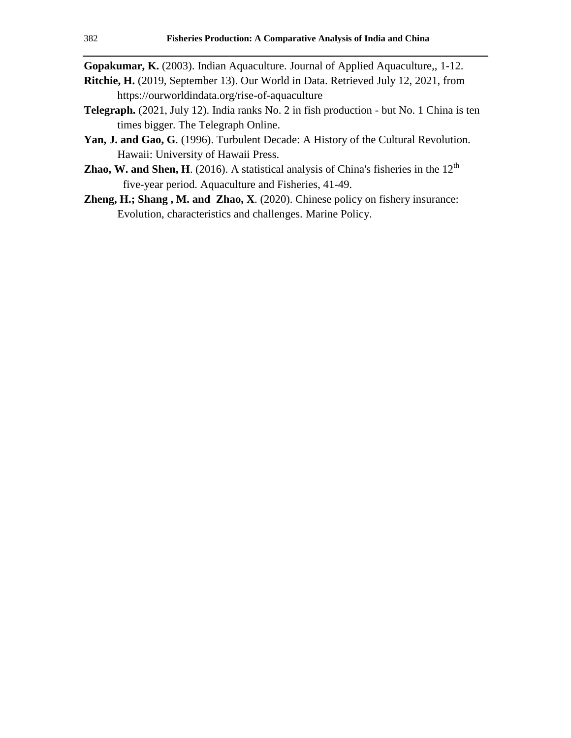**Gopakumar, K.** (2003). Indian Aquaculture. Journal of Applied Aquaculture,, 1-12.

**Ritchie, H.** (2019, September 13). Our World in Data. Retrieved July 12, 2021, from https://ourworldindata.org/rise-of-aquaculture

**Telegraph.** (2021, July 12). India ranks No. 2 in fish production - but No. 1 China is ten times bigger. The Telegraph Online.

**Yan, J. and Gao, G**. (1996). Turbulent Decade: A History of the Cultural Revolution. Hawaii: University of Hawaii Press.

**Zhao, W. and Shen, H**. (2016). A statistical analysis of China's fisheries in the 12th five-year period. Aquaculture and Fisheries, 41-49.

**Zheng, H.; Shang , M. and Zhao, X**. (2020). Chinese policy on fishery insurance: Evolution, characteristics and challenges. Marine Policy.